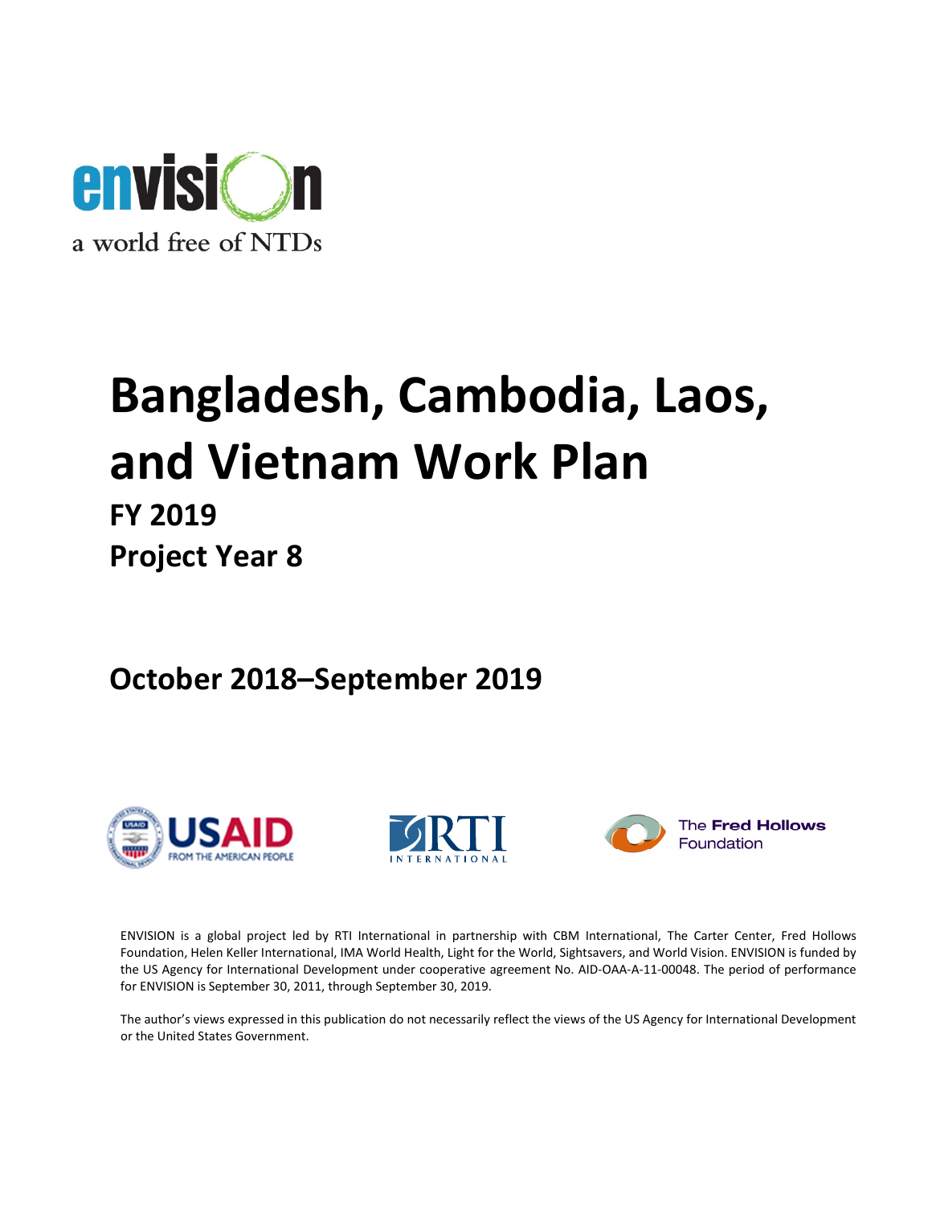envision

a world free of NTDs

# Bangladesh, Cambodia, Laos, and Vietnam Work Plan

## FY 2019

## Project Year 8

## October 2018–September 2019

USAID FROM THE AMERICAN PEOPLE

RTI INTERNATIONAL

The Fred Hollows Foundation

ENVISION is a global project led by RTI International in partnership with CBM International, The Carter Center, Fred Hollows Foundation, Helen Keller International, IMA World Health, Light for the World, Sightsavers, and World Vision. ENVISION is funded by the US Agency for International Development under cooperative agreement No. AID-OAA-A-11-00048. The period of performance for ENVISION is September 30, 2011, through September 30, 2019.

The author's views expressed in this publication do not necessarily reflect the views of the US Agency for International Development or the United States Government.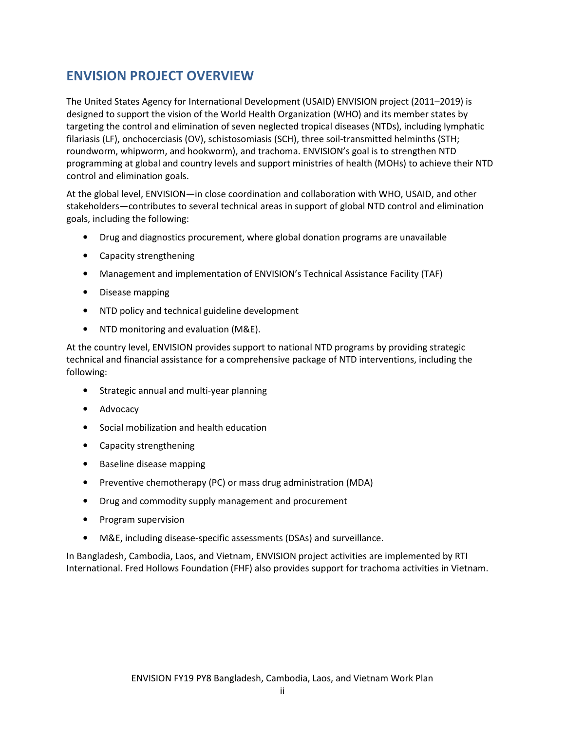## ENVISION PROJECT OVERVIEW

The United States Agency for International Development (USAID) ENVISION project (2011–2019) is designed to support the vision of the World Health Organization (WHO) and its member states by targeting the control and elimination of seven neglected tropical diseases (NTDs), including lymphatic filariasis (LF), onchocerciasis (OV), schistosomiasis (SCH), three soil-transmitted helminths (STH; roundworm, whipworm, and hookworm), and trachoma. ENVISION's goal is to strengthen NTD programming at global and country levels and support ministries of health (MOHs) to achieve their NTD control and elimination goals.

At the global level, ENVISION—in close coordination and collaboration with WHO, USAID, and other stakeholders—contributes to several technical areas in support of global NTD control and elimination goals, including the following:

- Drug and diagnostics procurement, where global donation programs are unavailable
- Capacity strengthening
- Management and implementation of ENVISION's Technical Assistance Facility (TAF)
- Disease mapping
- NTD policy and technical guideline development
- NTD monitoring and evaluation (M&E).

At the country level, ENVISION provides support to national NTD programs by providing strategic technical and financial assistance for a comprehensive package of NTD interventions, including the following:

- Strategic annual and multi-year planning
- Advocacy
- Social mobilization and health education
- Capacity strengthening
- Baseline disease mapping
- Preventive chemotherapy (PC) or mass drug administration (MDA)
- Drug and commodity supply management and procurement
- Program supervision
- M&E, including disease-specific assessments (DSAs) and surveillance.

In Bangladesh, Cambodia, Laos, and Vietnam, ENVISION project activities are implemented by RTI International. Fred Hollows Foundation (FHF) also provides support for trachoma activities in Vietnam.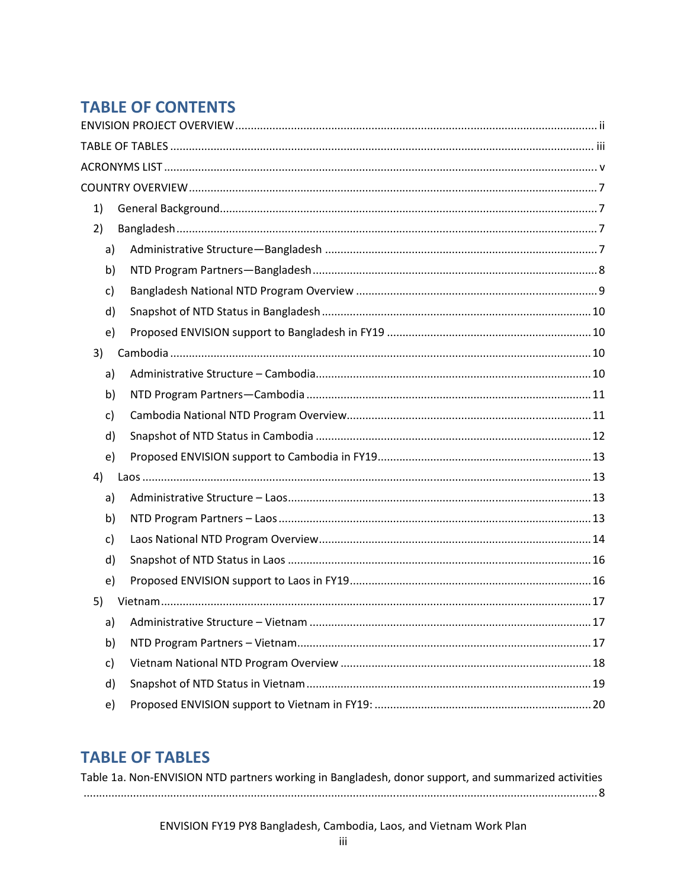# TABLE OF CONTENTS

ENVISION PROJECT OVERVIEW ........................................................................................................ ii

TABLE OF TABLES ........................................................................................................................ iii

ACRONYMS LIST ............................................................................................................................ v

COUNTRY OVERVIEW ..................................................................................................................... 7

1) General Background ................................................................................................................ 7

2) Bangladesh ............................................................................................................................... 7

   a) Administrative Structure—Bangladesh ................................................................................. 7

   b) NTD Program Partners—Bangladesh .................................................................................... 8

   c) Bangladesh National NTD Program Overview ...................................................................... 9

   d) Snapshot of NTD Status in Bangladesh ............................................................................... 10

   e) Proposed ENVISION support to Bangladesh in FY19 ......................................................... 10

3) Cambodia ................................................................................................................................ 10

   a) Administrative Structure – Cambodia .................................................................................. 10

   b) NTD Program Partners—Cambodia .................................................................................... 11

   c) Cambodia National NTD Program Overview ...................................................................... 11

   d) Snapshot of NTD Status in Cambodia ................................................................................. 12

   e) Proposed ENVISION support to Cambodia in FY19 ............................................................ 13

4) Laos ......................................................................................................................................... 13

   a) Administrative Structure – Laos ........................................................................................... 13

   b) NTD Program Partners – Laos ............................................................................................. 13

   c) Laos National NTD Program Overview ............................................................................... 14

   d) Snapshot of NTD Status in Laos .......................................................................................... 16

   e) Proposed ENVISION support to Laos in FY19 ..................................................................... 16

5) Vietnam ................................................................................................................................... 17

   a) Administrative Structure – Vietnam .................................................................................... 17

   b) NTD Program Partners – Vietnam ....................................................................................... 17

   c) Vietnam National NTD Program Overview ......................................................................... 18

   d) Snapshot of NTD Status in Vietnam .................................................................................... 19

   e) Proposed ENVISION support to Vietnam in FY19: .............................................................. 20

# TABLE OF TABLES

Table 1a. Non-ENVISION NTD partners working in Bangladesh, donor support, and summarized activities ........................................................................................................................................... 8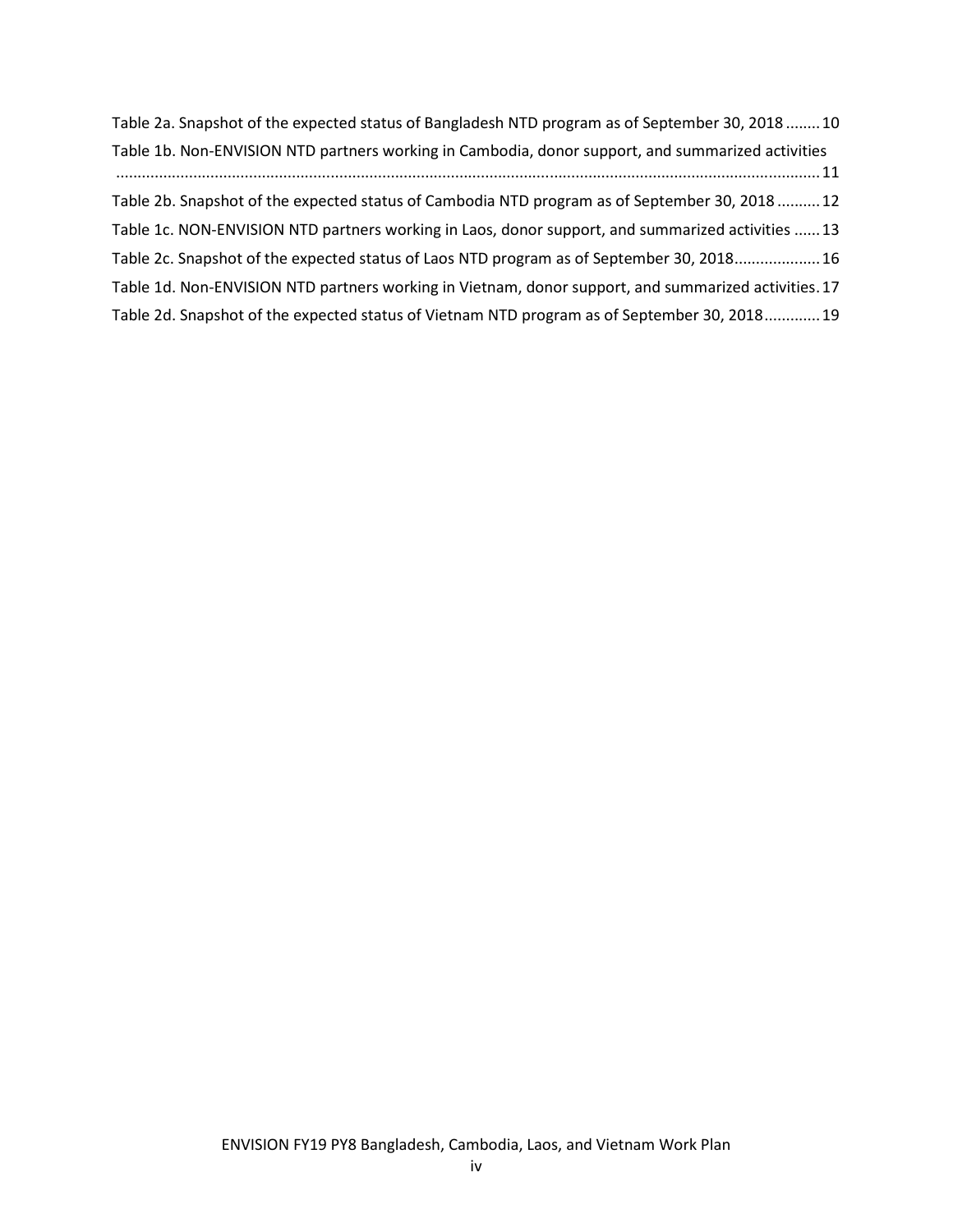Table 2a. Snapshot of the expected status of Bangladesh NTD program as of September 30, 2018 ........ 10

Table 1b. Non-ENVISION NTD partners working in Cambodia, donor support, and summarized activities ................................................................................................................................................. 11

Table 2b. Snapshot of the expected status of Cambodia NTD program as of September 30, 2018 .......... 12

Table 1c. NON-ENVISION NTD partners working in Laos, donor support, and summarized activities ...... 13

Table 2c. Snapshot of the expected status of Laos NTD program as of September 30, 2018.................... 16

Table 1d. Non-ENVISION NTD partners working in Vietnam, donor support, and summarized activities. 17

Table 2d. Snapshot of the expected status of Vietnam NTD program as of September 30, 2018............. 19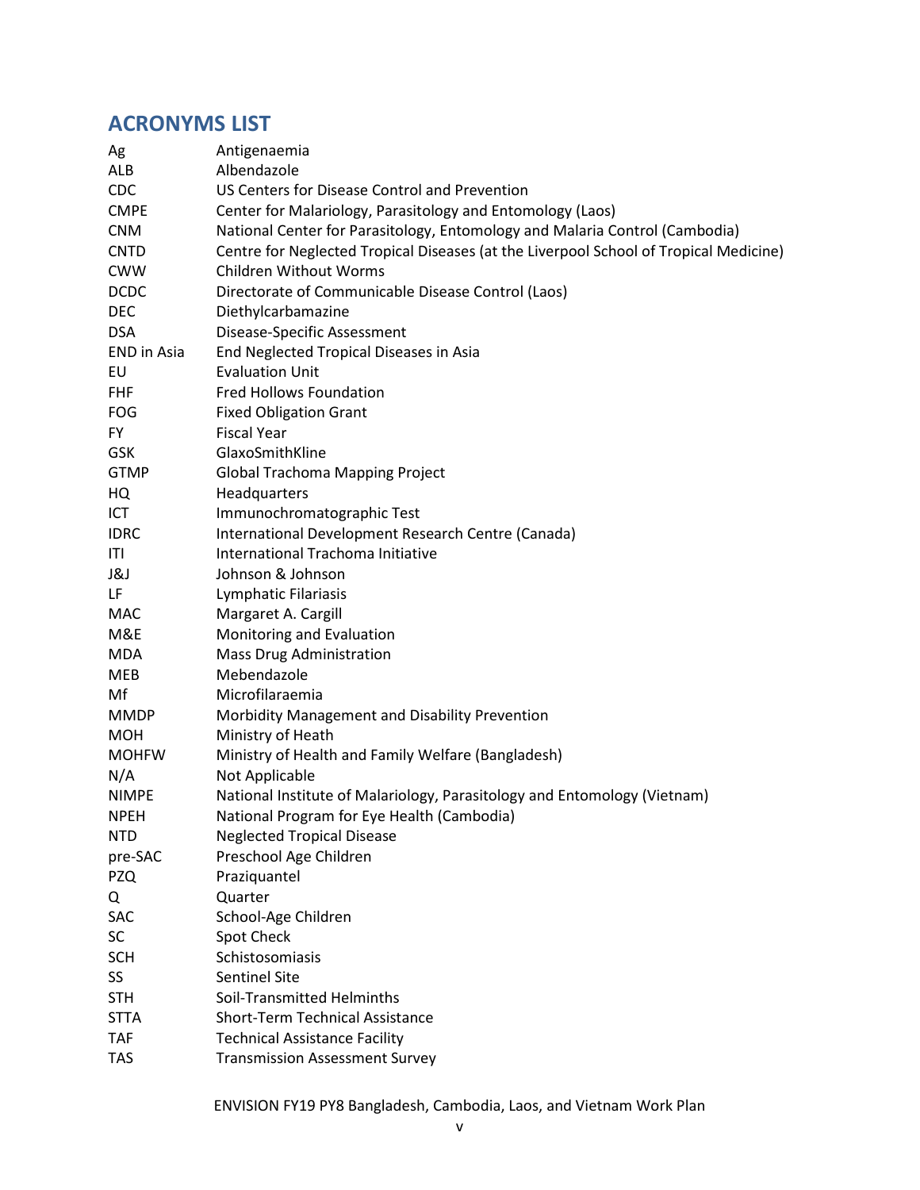## ACRONYMS LIST

| | |
|---|---|
| Ag | Antigenaemia |
| ALB | Albendazole |
| CDC | US Centers for Disease Control and Prevention |
| CMPE | Center for Malariology, Parasitology and Entomology (Laos) |
| CNM | National Center for Parasitology, Entomology and Malaria Control (Cambodia) |
| CNTD | Centre for Neglected Tropical Diseases (at the Liverpool School of Tropical Medicine) |
| CWW | Children Without Worms |
| DCDC | Directorate of Communicable Disease Control (Laos) |
| DEC | Diethylcarbamazine |
| DSA | Disease-Specific Assessment |
| END in Asia | End Neglected Tropical Diseases in Asia |
| EU | Evaluation Unit |
| FHF | Fred Hollows Foundation |
| FOG | Fixed Obligation Grant |
| FY | Fiscal Year |
| GSK | GlaxoSmithKline |
| GTMP | Global Trachoma Mapping Project |
| HQ | Headquarters |
| ICT | Immunochromatographic Test |
| IDRC | International Development Research Centre (Canada) |
| ITI | International Trachoma Initiative |
| J&J | Johnson & Johnson |
| LF | Lymphatic Filariasis |
| MAC | Margaret A. Cargill |
| M&E | Monitoring and Evaluation |
| MDA | Mass Drug Administration |
| MEB | Mebendazole |
| Mf | Microfilaraemia |
| MMDP | Morbidity Management and Disability Prevention |
| MOH | Ministry of Heath |
| MOHFW | Ministry of Health and Family Welfare (Bangladesh) |
| N/A | Not Applicable |
| NIMPE | National Institute of Malariology, Parasitology and Entomology (Vietnam) |
| NPEH | National Program for Eye Health (Cambodia) |
| NTD | Neglected Tropical Disease |
| pre-SAC | Preschool Age Children |
| PZQ | Praziquantel |
| Q | Quarter |
| SAC | School-Age Children |
| SC | Spot Check |
| SCH | Schistosomiasis |
| SS | Sentinel Site |
| STH | Soil-Transmitted Helminths |
| STTA | Short-Term Technical Assistance |
| TAF | Technical Assistance Facility |
| TAS | Transmission Assessment Survey |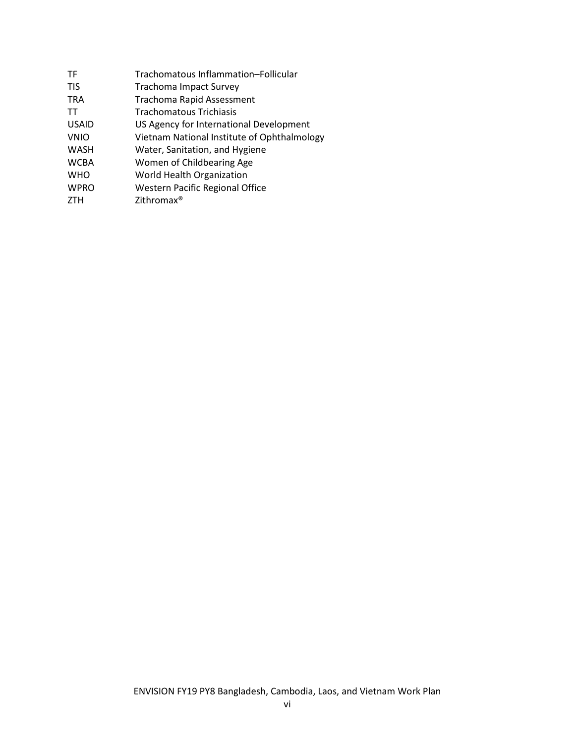| | |
|---|---|
| TF | Trachomatous Inflammation–Follicular |
| TIS | Trachoma Impact Survey |
| TRA | Trachoma Rapid Assessment |
| TT | Trachomatous Trichiasis |
| USAID | US Agency for International Development |
| VNIO | Vietnam National Institute of Ophthalmology |
| WASH | Water, Sanitation, and Hygiene |
| WCBA | Women of Childbearing Age |
| WHO | World Health Organization |
| WPRO | Western Pacific Regional Office |
| ZTH | Zithromax® |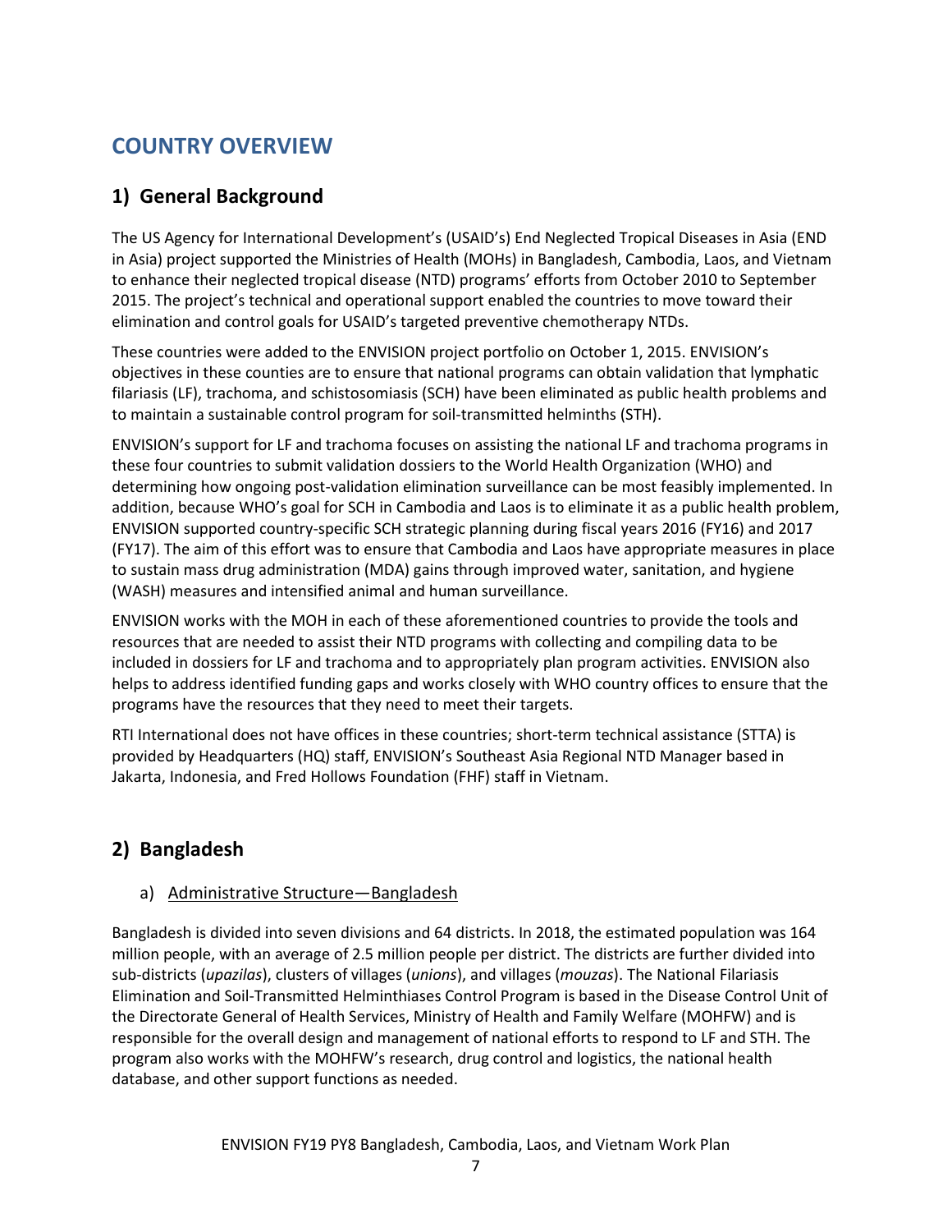# COUNTRY OVERVIEW

## 1) General Background

The US Agency for International Development's (USAID's) End Neglected Tropical Diseases in Asia (END in Asia) project supported the Ministries of Health (MOHs) in Bangladesh, Cambodia, Laos, and Vietnam to enhance their neglected tropical disease (NTD) programs' efforts from October 2010 to September 2015. The project's technical and operational support enabled the countries to move toward their elimination and control goals for USAID's targeted preventive chemotherapy NTDs.

These countries were added to the ENVISION project portfolio on October 1, 2015. ENVISION's objectives in these counties are to ensure that national programs can obtain validation that lymphatic filariasis (LF), trachoma, and schistosomiasis (SCH) have been eliminated as public health problems and to maintain a sustainable control program for soil-transmitted helminths (STH).

ENVISION's support for LF and trachoma focuses on assisting the national LF and trachoma programs in these four countries to submit validation dossiers to the World Health Organization (WHO) and determining how ongoing post-validation elimination surveillance can be most feasibly implemented. In addition, because WHO's goal for SCH in Cambodia and Laos is to eliminate it as a public health problem, ENVISION supported country-specific SCH strategic planning during fiscal years 2016 (FY16) and 2017 (FY17). The aim of this effort was to ensure that Cambodia and Laos have appropriate measures in place to sustain mass drug administration (MDA) gains through improved water, sanitation, and hygiene (WASH) measures and intensified animal and human surveillance.

ENVISION works with the MOH in each of these aforementioned countries to provide the tools and resources that are needed to assist their NTD programs with collecting and compiling data to be included in dossiers for LF and trachoma and to appropriately plan program activities. ENVISION also helps to address identified funding gaps and works closely with WHO country offices to ensure that the programs have the resources that they need to meet their targets.

RTI International does not have offices in these countries; short-term technical assistance (STTA) is provided by Headquarters (HQ) staff, ENVISION's Southeast Asia Regional NTD Manager based in Jakarta, Indonesia, and Fred Hollows Foundation (FHF) staff in Vietnam.

## 2) Bangladesh

### a) Administrative Structure—Bangladesh

Bangladesh is divided into seven divisions and 64 districts. In 2018, the estimated population was 164 million people, with an average of 2.5 million people per district. The districts are further divided into sub-districts (*upazilas*), clusters of villages (*unions*), and villages (*mouzas*). The National Filariasis Elimination and Soil-Transmitted Helminthiases Control Program is based in the Disease Control Unit of the Directorate General of Health Services, Ministry of Health and Family Welfare (MOHFW) and is responsible for the overall design and management of national efforts to respond to LF and STH. The program also works with the MOHFW's research, drug control and logistics, the national health database, and other support functions as needed.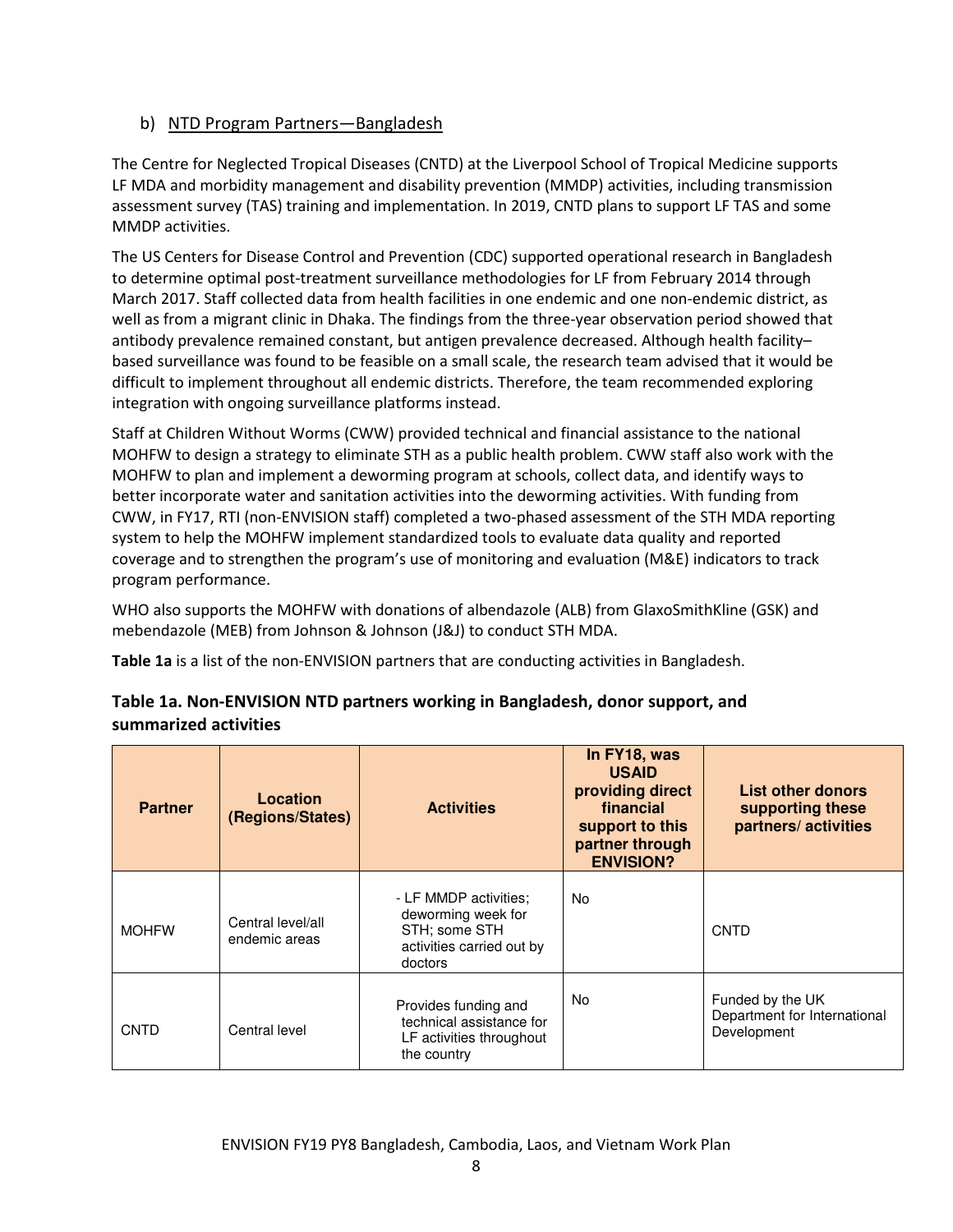### b) NTD Program Partners—Bangladesh

The Centre for Neglected Tropical Diseases (CNTD) at the Liverpool School of Tropical Medicine supports LF MDA and morbidity management and disability prevention (MMDP) activities, including transmission assessment survey (TAS) training and implementation. In 2019, CNTD plans to support LF TAS and some MMDP activities.

The US Centers for Disease Control and Prevention (CDC) supported operational research in Bangladesh to determine optimal post-treatment surveillance methodologies for LF from February 2014 through March 2017. Staff collected data from health facilities in one endemic and one non-endemic district, as well as from a migrant clinic in Dhaka. The findings from the three-year observation period showed that antibody prevalence remained constant, but antigen prevalence decreased. Although health facility–based surveillance was found to be feasible on a small scale, the research team advised that it would be difficult to implement throughout all endemic districts. Therefore, the team recommended exploring integration with ongoing surveillance platforms instead.

Staff at Children Without Worms (CWW) provided technical and financial assistance to the national MOHFW to design a strategy to eliminate STH as a public health problem. CWW staff also work with the MOHFW to plan and implement a deworming program at schools, collect data, and identify ways to better incorporate water and sanitation activities into the deworming activities. With funding from CWW, in FY17, RTI (non-ENVISION staff) completed a two-phased assessment of the STH MDA reporting system to help the MOHFW implement standardized tools to evaluate data quality and reported coverage and to strengthen the program's use of monitoring and evaluation (M&E) indicators to track program performance.

WHO also supports the MOHFW with donations of albendazole (ALB) from GlaxoSmithKline (GSK) and mebendazole (MEB) from Johnson & Johnson (J&J) to conduct STH MDA.

**Table 1a** is a list of the non-ENVISION partners that are conducting activities in Bangladesh.

**Table 1a. Non-ENVISION NTD partners working in Bangladesh, donor support, and summarized activities**

| Partner | Location (Regions/States) | Activities | In FY18, was USAID providing direct financial support to this partner through ENVISION? | List other donors supporting these partners/ activities |
|---|---|---|---|---|
| MOHFW | Central level/all endemic areas | - LF MMDP activities; deworming week for STH; some STH activities carried out by doctors | No | CNTD |
| CNTD | Central level | Provides funding and technical assistance for LF activities throughout the country | No | Funded by the UK Department for International Development |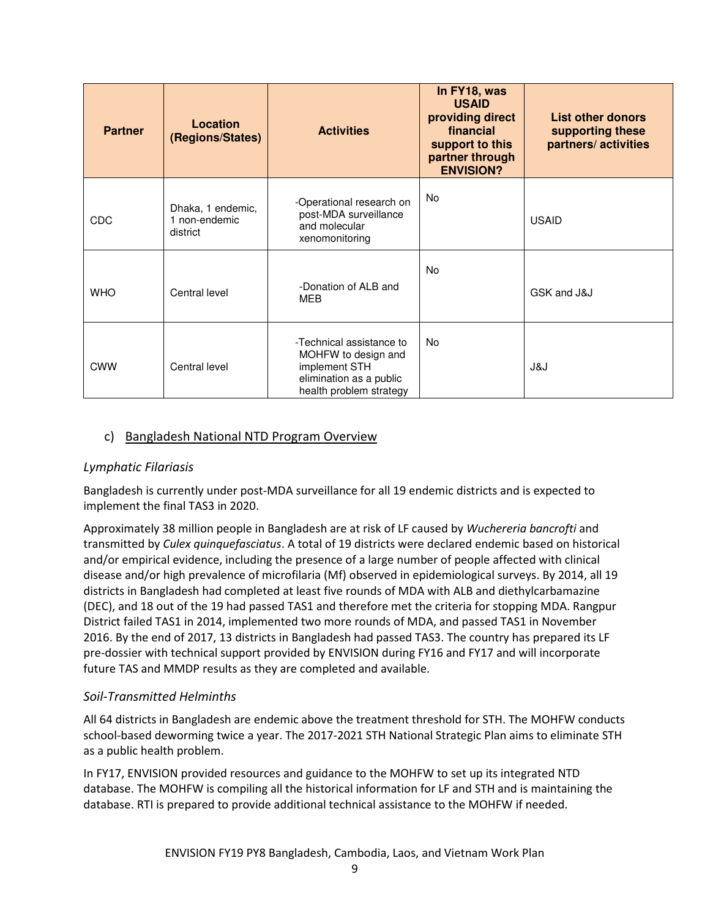| Partner | Location (Regions/States) | Activities | In FY18, was USAID providing direct financial support to this partner through ENVISION? | List other donors supporting these partners/ activities |
|---|---|---|---|---|
| CDC | Dhaka, 1 endemic, 1 non-endemic district | -Operational research on post-MDA surveillance and molecular xenomonitoring | No | USAID |
| WHO | Central level | -Donation of ALB and MEB | No | GSK and J&J |
| CWW | Central level | -Technical assistance to MOHFW to design and implement STH elimination as a public health problem strategy | No | J&J |

## c) Bangladesh National NTD Program Overview

### *Lymphatic Filariasis*

Bangladesh is currently under post-MDA surveillance for all 19 endemic districts and is expected to implement the final TAS3 in 2020.

Approximately 38 million people in Bangladesh are at risk of LF caused by *Wuchereria bancrofti* and transmitted by *Culex quinquefasciatus*. A total of 19 districts were declared endemic based on historical and/or empirical evidence, including the presence of a large number of people affected with clinical disease and/or high prevalence of microfilaria (Mf) observed in epidemiological surveys. By 2014, all 19 districts in Bangladesh had completed at least five rounds of MDA with ALB and diethylcarbamazine (DEC), and 18 out of the 19 had passed TAS1 and therefore met the criteria for stopping MDA. Rangpur District failed TAS1 in 2014, implemented two more rounds of MDA, and passed TAS1 in November 2016. By the end of 2017, 13 districts in Bangladesh had passed TAS3. The country has prepared its LF pre-dossier with technical support provided by ENVISION during FY16 and FY17 and will incorporate future TAS and MMDP results as they are completed and available.

### *Soil-Transmitted Helminths*

All 64 districts in Bangladesh are endemic above the treatment threshold for STH. The MOHFW conducts school-based deworming twice a year. The 2017-2021 STH National Strategic Plan aims to eliminate STH as a public health problem.

In FY17, ENVISION provided resources and guidance to the MOHFW to set up its integrated NTD database. The MOHFW is compiling all the historical information for LF and STH and is maintaining the database. RTI is prepared to provide additional technical assistance to the MOHFW if needed.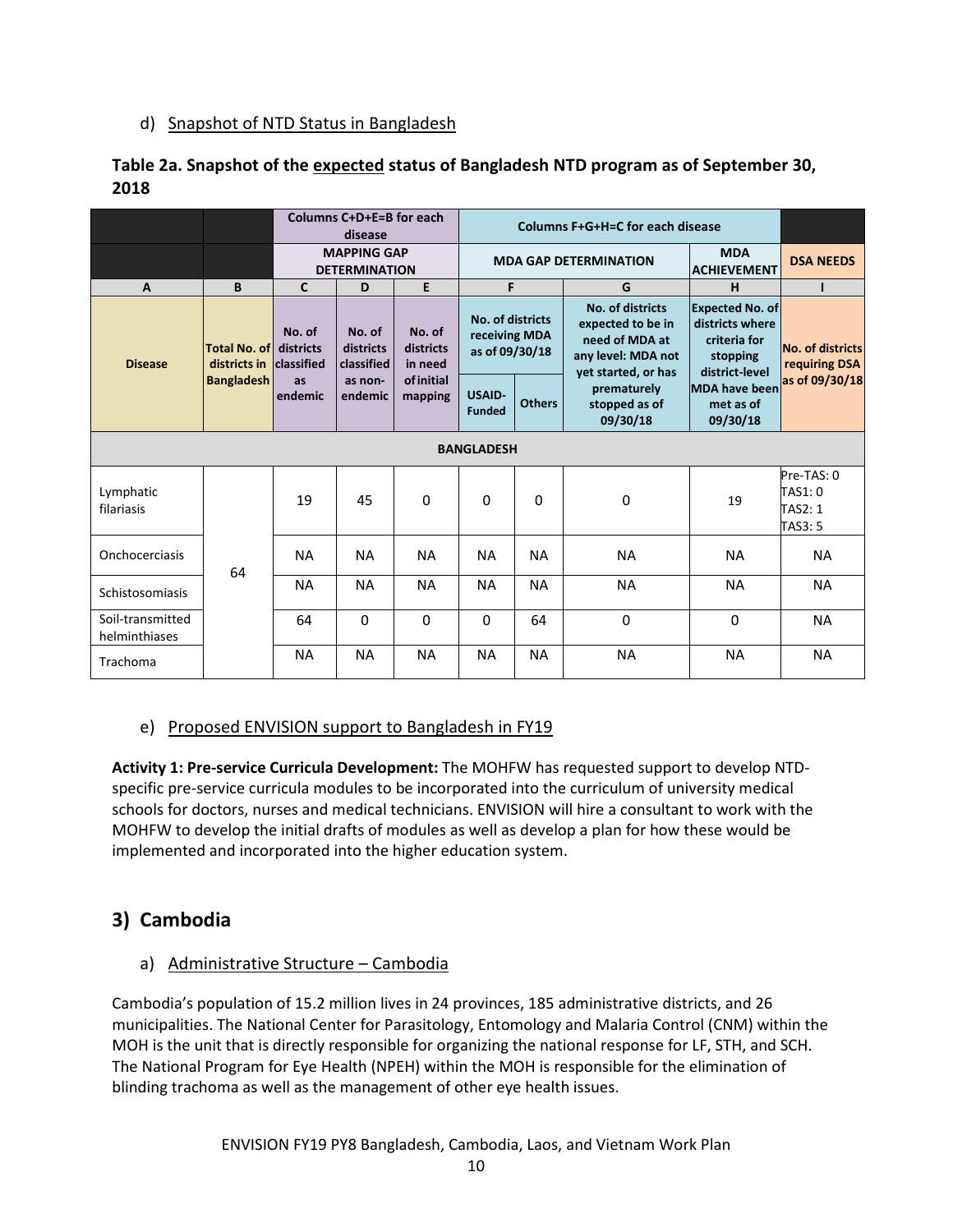d) Snapshot of NTD Status in Bangladesh

**Table 2a. Snapshot of the expected status of Bangladesh NTD program as of September 30, 2018**

| | | Columns C+D+E=B for each disease | | | Columns F+G+H=C for each disease | | | | |
|---|---|---|---|---|---|---|---|---|---|
| | | MAPPING GAP DETERMINATION | | | MDA GAP DETERMINATION | | | MDA ACHIEVEMENT | DSA NEEDS |
| A | B | C | D | E | F | | G | H | I |
| Disease | Total No. of districts in Bangladesh | No. of districts classified as endemic | No. of districts classified as non-endemic | No. of districts in need of initial mapping | No. of districts receiving MDA as of 09/30/18 | | No. of districts expected to be in need of MDA at any level: MDA not yet started, or has prematurely stopped as of 09/30/18 | Expected No. of districts where criteria for stopping district-level MDA have been met as of 09/30/18 | No. of districts requiring DSA as of 09/30/18 |
| | | | | | USAID-Funded | Others | | | |
| **BANGLADESH** | | | | | | | | | |
| Lymphatic filariasis | 64 | 19 | 45 | 0 | 0 | 0 | 0 | 19 | Pre-TAS: 0<br>TAS1: 0<br>TAS2: 1<br>TAS3: 5 |
| Onchocerciasis | | NA | NA | NA | NA | NA | NA | NA | NA |
| Schistosomiasis | | NA | NA | NA | NA | NA | NA | NA | NA |
| Soil-transmitted helminthiases | | 64 | 0 | 0 | 0 | 64 | 0 | 0 | NA |
| Trachoma | | NA | NA | NA | NA | NA | NA | NA | NA |

e) Proposed ENVISION support to Bangladesh in FY19

**Activity 1: Pre-service Curricula Development:** The MOHFW has requested support to develop NTD-specific pre-service curricula modules to be incorporated into the curriculum of university medical schools for doctors, nurses and medical technicians. ENVISION will hire a consultant to work with the MOHFW to develop the initial drafts of modules as well as develop a plan for how these would be implemented and incorporated into the higher education system.

## 3) Cambodia

a) Administrative Structure – Cambodia

Cambodia's population of 15.2 million lives in 24 provinces, 185 administrative districts, and 26 municipalities. The National Center for Parasitology, Entomology and Malaria Control (CNM) within the MOH is the unit that is directly responsible for organizing the national response for LF, STH, and SCH. The National Program for Eye Health (NPEH) within the MOH is responsible for the elimination of blinding trachoma as well as the management of other eye health issues.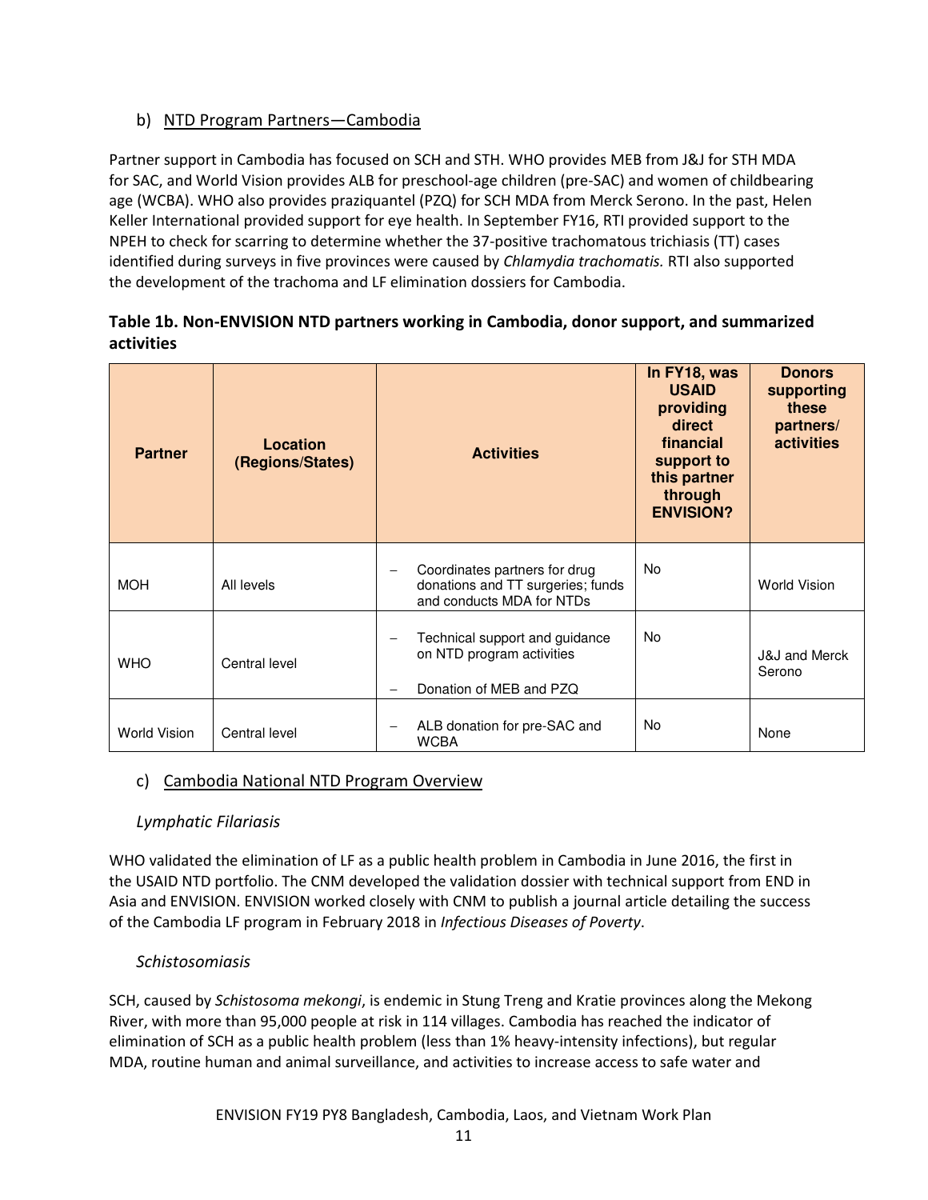### b) NTD Program Partners—Cambodia

Partner support in Cambodia has focused on SCH and STH. WHO provides MEB from J&J for STH MDA for SAC, and World Vision provides ALB for preschool-age children (pre-SAC) and women of childbearing age (WCBA). WHO also provides praziquantel (PZQ) for SCH MDA from Merck Serono. In the past, Helen Keller International provided support for eye health. In September FY16, RTI provided support to the NPEH to check for scarring to determine whether the 37-positive trachomatous trichiasis (TT) cases identified during surveys in five provinces were caused by *Chlamydia trachomatis.* RTI also supported the development of the trachoma and LF elimination dossiers for Cambodia.

**Table 1b. Non-ENVISION NTD partners working in Cambodia, donor support, and summarized activities**

| Partner | Location (Regions/States) | Activities | In FY18, was USAID providing direct financial support to this partner through ENVISION? | Donors supporting these partners/ activities |
|---|---|---|---|---|
| MOH | All levels | – Coordinates partners for drug donations and TT surgeries; funds and conducts MDA for NTDs | No | World Vision |
| WHO | Central level | – Technical support and guidance on NTD program activities<br>– Donation of MEB and PZQ | No | J&J and Merck Serono |
| World Vision | Central level | – ALB donation for pre-SAC and WCBA | No | None |

### c) Cambodia National NTD Program Overview

#### *Lymphatic Filariasis*

WHO validated the elimination of LF as a public health problem in Cambodia in June 2016, the first in the USAID NTD portfolio. The CNM developed the validation dossier with technical support from END in Asia and ENVISION. ENVISION worked closely with CNM to publish a journal article detailing the success of the Cambodia LF program in February 2018 in *Infectious Diseases of Poverty*.

#### *Schistosomiasis*

SCH, caused by *Schistosoma mekongi*, is endemic in Stung Treng and Kratie provinces along the Mekong River, with more than 95,000 people at risk in 114 villages. Cambodia has reached the indicator of elimination of SCH as a public health problem (less than 1% heavy-intensity infections), but regular MDA, routine human and animal surveillance, and activities to increase access to safe water and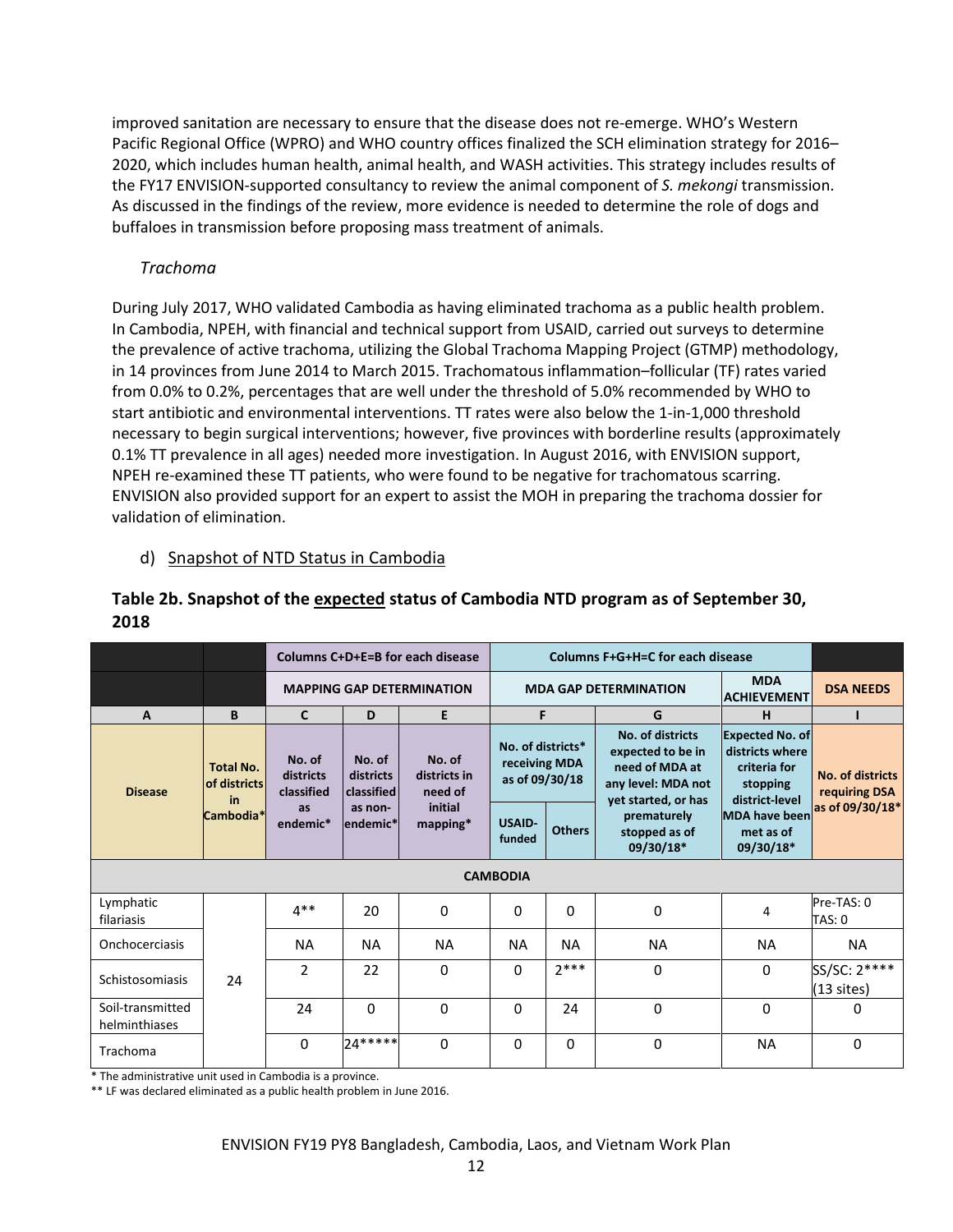improved sanitation are necessary to ensure that the disease does not re-emerge. WHO's Western Pacific Regional Office (WPRO) and WHO country offices finalized the SCH elimination strategy for 2016–2020, which includes human health, animal health, and WASH activities. This strategy includes results of the FY17 ENVISION-supported consultancy to review the animal component of *S. mekongi* transmission. As discussed in the findings of the review, more evidence is needed to determine the role of dogs and buffaloes in transmission before proposing mass treatment of animals.

*Trachoma*

During July 2017, WHO validated Cambodia as having eliminated trachoma as a public health problem. In Cambodia, NPEH, with financial and technical support from USAID, carried out surveys to determine the prevalence of active trachoma, utilizing the Global Trachoma Mapping Project (GTMP) methodology, in 14 provinces from June 2014 to March 2015. Trachomatous inflammation–follicular (TF) rates varied from 0.0% to 0.2%, percentages that are well under the threshold of 5.0% recommended by WHO to start antibiotic and environmental interventions. TT rates were also below the 1-in-1,000 threshold necessary to begin surgical interventions; however, five provinces with borderline results (approximately 0.1% TT prevalence in all ages) needed more investigation. In August 2016, with ENVISION support, NPEH re-examined these TT patients, who were found to be negative for trachomatous scarring. ENVISION also provided support for an expert to assist the MOH in preparing the trachoma dossier for validation of elimination.

d) Snapshot of NTD Status in Cambodia

**Table 2b. Snapshot of the expected status of Cambodia NTD program as of September 30, 2018**

| | | Columns C+D+E=B for each disease | | | Columns F+G+H=C for each disease | | | | |
|---|---|---|---|---|---|---|---|---|---|
| | | MAPPING GAP DETERMINATION | | | MDA GAP DETERMINATION | | | MDA ACHIEVEMENT | DSA NEEDS |
| A | B | C | D | E | F | | G | H | I |
| Disease | Total No. of districts in Cambodia* | No. of districts classified as endemic* | No. of districts classified as non-endemic* | No. of districts in need of initial mapping* | No. of districts* receiving MDA as of 09/30/18 | | No. of districts expected to be in need of MDA at any level: MDA not yet started, or has prematurely stopped as of 09/30/18* | Expected No. of districts where criteria for stopping district-level MDA have been met as of 09/30/18* | No. of districts requiring DSA as of 09/30/18* |
| | | | | | USAID-funded | Others | | | |
| **CAMBODIA** | | | | | | | | | |
| Lymphatic filariasis | 24 | 4** | 20 | 0 | 0 | 0 | 0 | 4 | Pre-TAS: 0 TAS: 0 |
| Onchocerciasis | | NA | NA | NA | NA | NA | NA | NA | NA |
| Schistosomiasis | | 2 | 22 | 0 | 0 | 2*** | 0 | 0 | SS/SC: 2**** (13 sites) |
| Soil-transmitted helminthiases | | 24 | 0 | 0 | 0 | 24 | 0 | 0 | 0 |
| Trachoma | | 0 | 24***** | 0 | 0 | 0 | 0 | NA | 0 |

* The administrative unit used in Cambodia is a province.

** LF was declared eliminated as a public health problem in June 2016.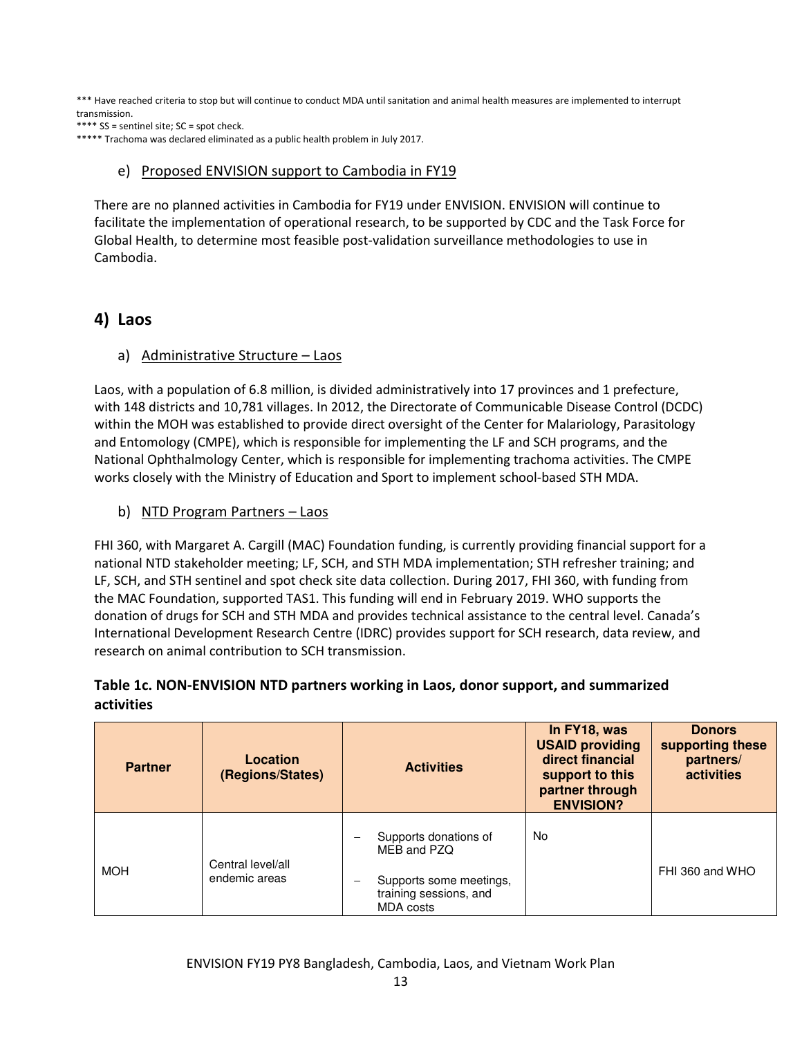*** Have reached criteria to stop but will continue to conduct MDA until sanitation and animal health measures are implemented to interrupt transmission.

**** SS = sentinel site; SC = spot check.

***** Trachoma was declared eliminated as a public health problem in July 2017.

### e) Proposed ENVISION support to Cambodia in FY19

There are no planned activities in Cambodia for FY19 under ENVISION. ENVISION will continue to facilitate the implementation of operational research, to be supported by CDC and the Task Force for Global Health, to determine most feasible post-validation surveillance methodologies to use in Cambodia.

## 4) Laos

### a) Administrative Structure – Laos

Laos, with a population of 6.8 million, is divided administratively into 17 provinces and 1 prefecture, with 148 districts and 10,781 villages. In 2012, the Directorate of Communicable Disease Control (DCDC) within the MOH was established to provide direct oversight of the Center for Malariology, Parasitology and Entomology (CMPE), which is responsible for implementing the LF and SCH programs, and the National Ophthalmology Center, which is responsible for implementing trachoma activities. The CMPE works closely with the Ministry of Education and Sport to implement school-based STH MDA.

### b) NTD Program Partners – Laos

FHI 360, with Margaret A. Cargill (MAC) Foundation funding, is currently providing financial support for a national NTD stakeholder meeting; LF, SCH, and STH MDA implementation; STH refresher training; and LF, SCH, and STH sentinel and spot check site data collection. During 2017, FHI 360, with funding from the MAC Foundation, supported TAS1. This funding will end in February 2019. WHO supports the donation of drugs for SCH and STH MDA and provides technical assistance to the central level. Canada's International Development Research Centre (IDRC) provides support for SCH research, data review, and research on animal contribution to SCH transmission.

**Table 1c. NON-ENVISION NTD partners working in Laos, donor support, and summarized activities**

| Partner | Location (Regions/States) | Activities | In FY18, was USAID providing direct financial support to this partner through ENVISION? | Donors supporting these partners/ activities |
|---|---|---|---|---|
| MOH | Central level/all endemic areas | – Supports donations of MEB and PZQ<br>– Supports some meetings, training sessions, and MDA costs | No | FHI 360 and WHO |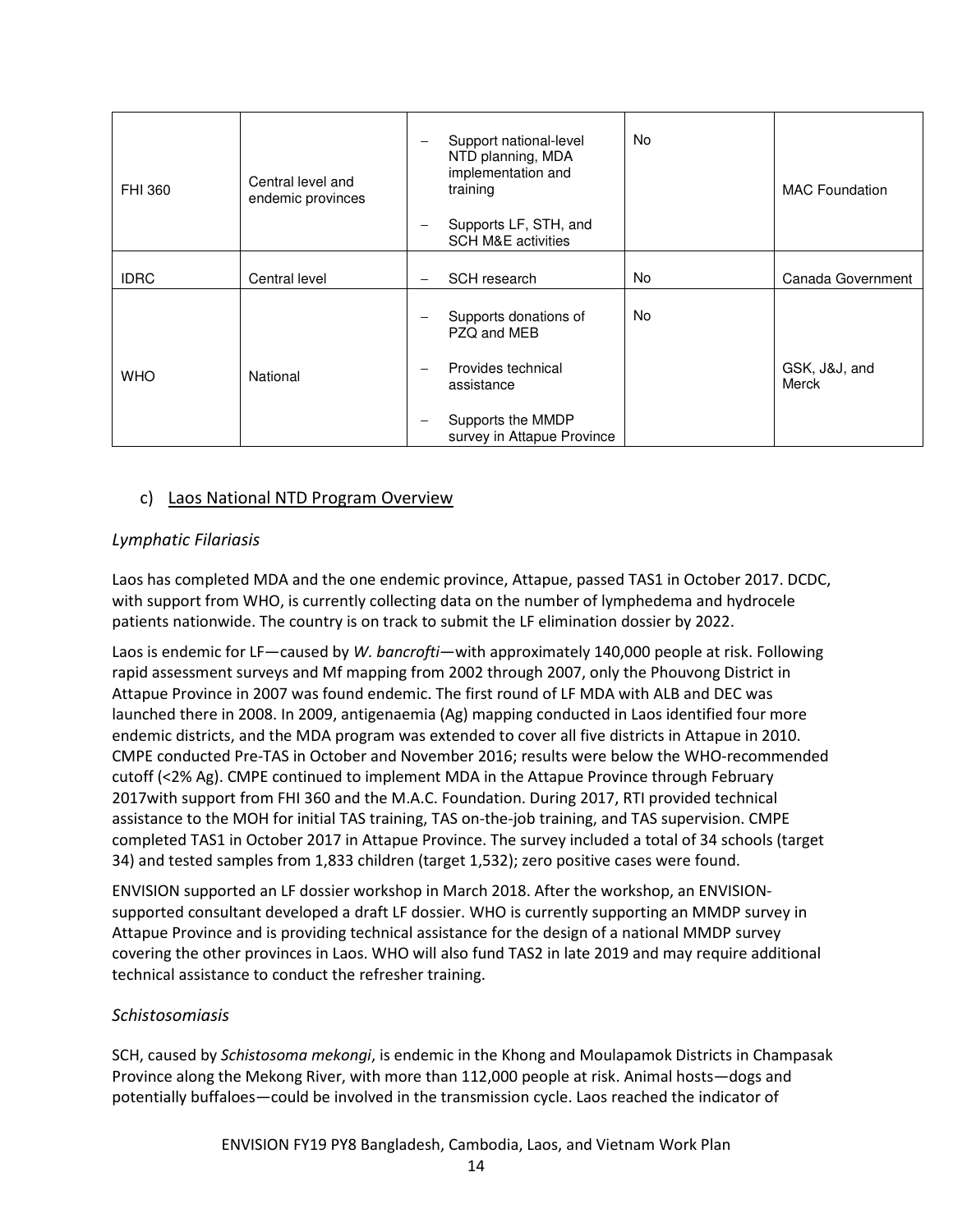| FHI 360 | Central level and endemic provinces | – Support national-level NTD planning, MDA implementation and training<br>– Supports LF, STH, and SCH M&E activities | No | MAC Foundation |
|---|---|---|---|---|
| IDRC | Central level | – SCH research | No | Canada Government |
| WHO | National | – Supports donations of PZQ and MEB<br>– Provides technical assistance<br>– Supports the MMDP survey in Attapue Province | No | GSK, J&J, and Merck |

### c) Laos National NTD Program Overview

*Lymphatic Filariasis*

Laos has completed MDA and the one endemic province, Attapue, passed TAS1 in October 2017. DCDC, with support from WHO, is currently collecting data on the number of lymphedema and hydrocele patients nationwide. The country is on track to submit the LF elimination dossier by 2022.

Laos is endemic for LF—caused by *W. bancrofti*—with approximately 140,000 people at risk. Following rapid assessment surveys and Mf mapping from 2002 through 2007, only the Phouvong District in Attapue Province in 2007 was found endemic. The first round of LF MDA with ALB and DEC was launched there in 2008. In 2009, antigenaemia (Ag) mapping conducted in Laos identified four more endemic districts, and the MDA program was extended to cover all five districts in Attapue in 2010. CMPE conducted Pre-TAS in October and November 2016; results were below the WHO-recommended cutoff (<2% Ag). CMPE continued to implement MDA in the Attapue Province through February 2017with support from FHI 360 and the M.A.C. Foundation. During 2017, RTI provided technical assistance to the MOH for initial TAS training, TAS on-the-job training, and TAS supervision. CMPE completed TAS1 in October 2017 in Attapue Province. The survey included a total of 34 schools (target 34) and tested samples from 1,833 children (target 1,532); zero positive cases were found.

ENVISION supported an LF dossier workshop in March 2018. After the workshop, an ENVISION-supported consultant developed a draft LF dossier. WHO is currently supporting an MMDP survey in Attapue Province and is providing technical assistance for the design of a national MMDP survey covering the other provinces in Laos. WHO will also fund TAS2 in late 2019 and may require additional technical assistance to conduct the refresher training.

*Schistosomiasis*

SCH, caused by *Schistosoma mekongi*, is endemic in the Khong and Moulapamok Districts in Champasak Province along the Mekong River, with more than 112,000 people at risk. Animal hosts—dogs and potentially buffaloes—could be involved in the transmission cycle. Laos reached the indicator of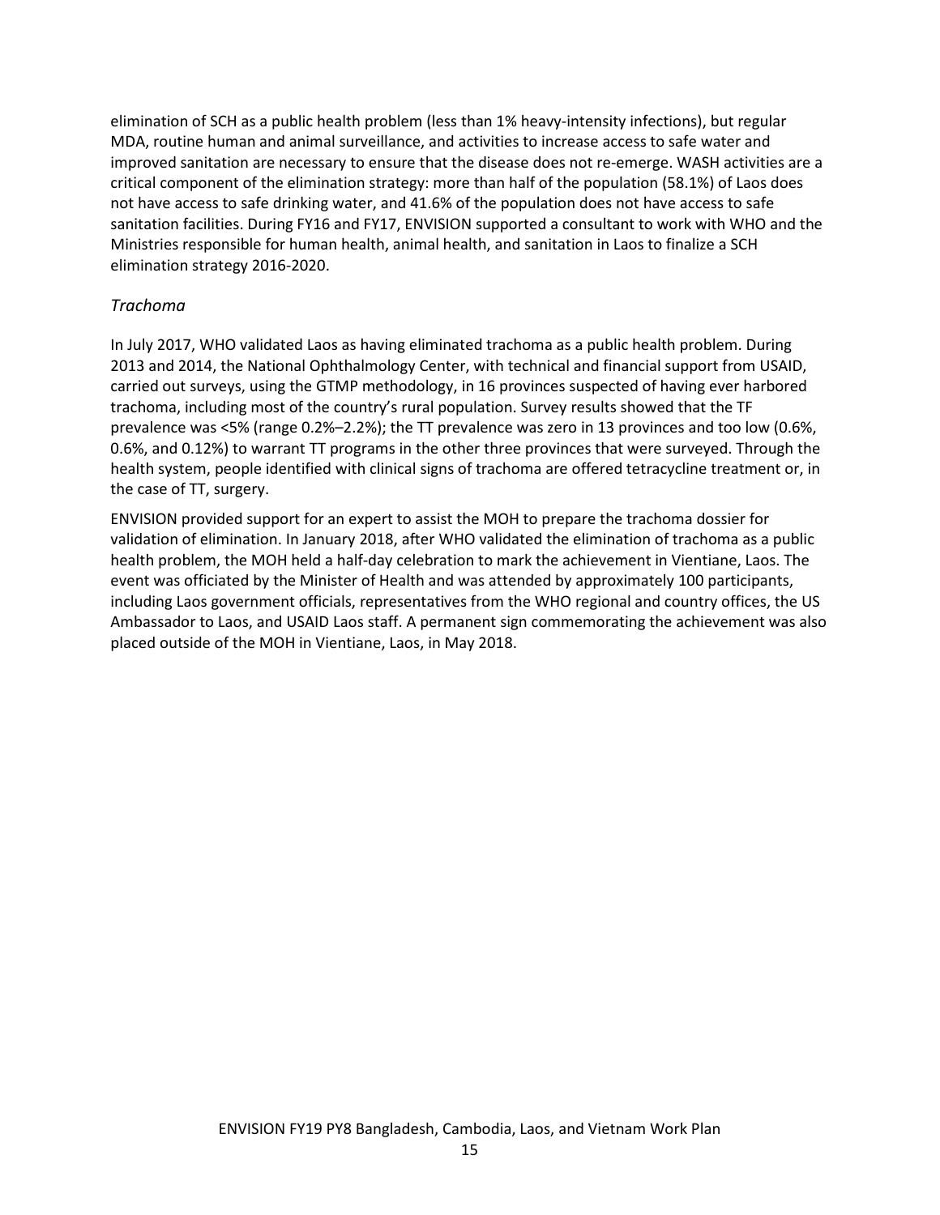elimination of SCH as a public health problem (less than 1% heavy-intensity infections), but regular MDA, routine human and animal surveillance, and activities to increase access to safe water and improved sanitation are necessary to ensure that the disease does not re-emerge. WASH activities are a critical component of the elimination strategy: more than half of the population (58.1%) of Laos does not have access to safe drinking water, and 41.6% of the population does not have access to safe sanitation facilities. During FY16 and FY17, ENVISION supported a consultant to work with WHO and the Ministries responsible for human health, animal health, and sanitation in Laos to finalize a SCH elimination strategy 2016-2020.

### *Trachoma*

In July 2017, WHO validated Laos as having eliminated trachoma as a public health problem. During 2013 and 2014, the National Ophthalmology Center, with technical and financial support from USAID, carried out surveys, using the GTMP methodology, in 16 provinces suspected of having ever harbored trachoma, including most of the country's rural population. Survey results showed that the TF prevalence was <5% (range 0.2%–2.2%); the TT prevalence was zero in 13 provinces and too low (0.6%, 0.6%, and 0.12%) to warrant TT programs in the other three provinces that were surveyed. Through the health system, people identified with clinical signs of trachoma are offered tetracycline treatment or, in the case of TT, surgery.

ENVISION provided support for an expert to assist the MOH to prepare the trachoma dossier for validation of elimination. In January 2018, after WHO validated the elimination of trachoma as a public health problem, the MOH held a half-day celebration to mark the achievement in Vientiane, Laos. The event was officiated by the Minister of Health and was attended by approximately 100 participants, including Laos government officials, representatives from the WHO regional and country offices, the US Ambassador to Laos, and USAID Laos staff. A permanent sign commemorating the achievement was also placed outside of the MOH in Vientiane, Laos, in May 2018.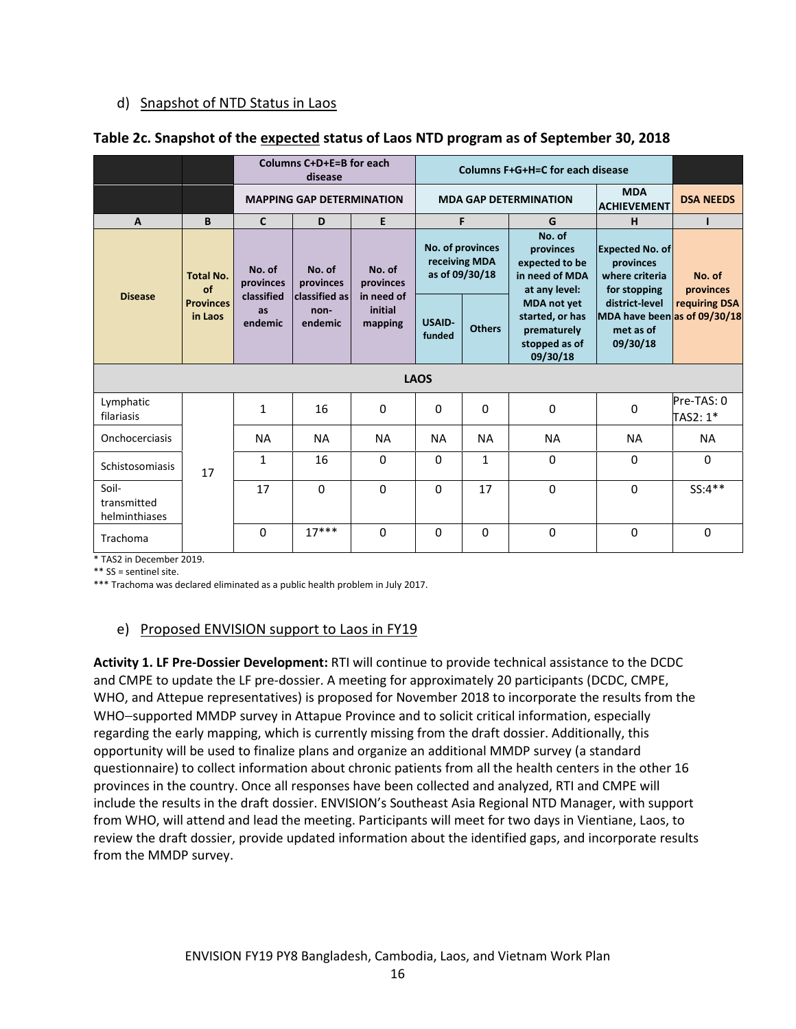### d) Snapshot of NTD Status in Laos

**Table 2c. Snapshot of the expected status of Laos NTD program as of September 30, 2018**

| | | Columns C+D+E=B for each disease | | | Columns F+G+H=C for each disease | | | | |
|---|---|---|---|---|---|---|---|---|---|
| | | MAPPING GAP DETERMINATION | | | MDA GAP DETERMINATION | | | MDA ACHIEVEMENT | DSA NEEDS |
| A | B | C | D | E | F | | G | H | I |
| Disease | Total No. of Provinces in Laos | No. of provinces classified as endemic | No. of provinces classified as non-endemic | No. of provinces in need of initial mapping | No. of provinces receiving MDA as of 09/30/18 | | No. of provinces expected to be in need of MDA at any level: MDA not yet started, or has prematurely stopped as of 09/30/18 | Expected No. of provinces where criteria for stopping district-level MDA have been met as of 09/30/18 | No. of provinces requiring DSA as of 09/30/18 |
| | | | | | USAID-funded | Others | | | |
| **LAOS** | | | | | | | | | |
| Lymphatic filariasis | 17 | 1 | 16 | 0 | 0 | 0 | 0 | 0 | Pre-TAS: 0 TAS2: 1* |
| Onchocerciasis | | NA | NA | NA | NA | NA | NA | NA | NA |
| Schistosomiasis | | 1 | 16 | 0 | 0 | 1 | 0 | 0 | 0 |
| Soil-transmitted helminthiases | | 17 | 0 | 0 | 0 | 17 | 0 | 0 | SS:4** |
| Trachoma | | 0 | 17*** | 0 | 0 | 0 | 0 | 0 | 0 |

\* TAS2 in December 2019.
** SS = sentinel site.
*** Trachoma was declared eliminated as a public health problem in July 2017.

### e) Proposed ENVISION support to Laos in FY19

**Activity 1. LF Pre-Dossier Development:** RTI will continue to provide technical assistance to the DCDC and CMPE to update the LF pre-dossier. A meeting for approximately 20 participants (DCDC, CMPE, WHO, and Attepue representatives) is proposed for November 2018 to incorporate the results from the WHO–supported MMDP survey in Attapue Province and to solicit critical information, especially regarding the early mapping, which is currently missing from the draft dossier. Additionally, this opportunity will be used to finalize plans and organize an additional MMDP survey (a standard questionnaire) to collect information about chronic patients from all the health centers in the other 16 provinces in the country. Once all responses have been collected and analyzed, RTI and CMPE will include the results in the draft dossier. ENVISION's Southeast Asia Regional NTD Manager, with support from WHO, will attend and lead the meeting. Participants will meet for two days in Vientiane, Laos, to review the draft dossier, provide updated information about the identified gaps, and incorporate results from the MMDP survey.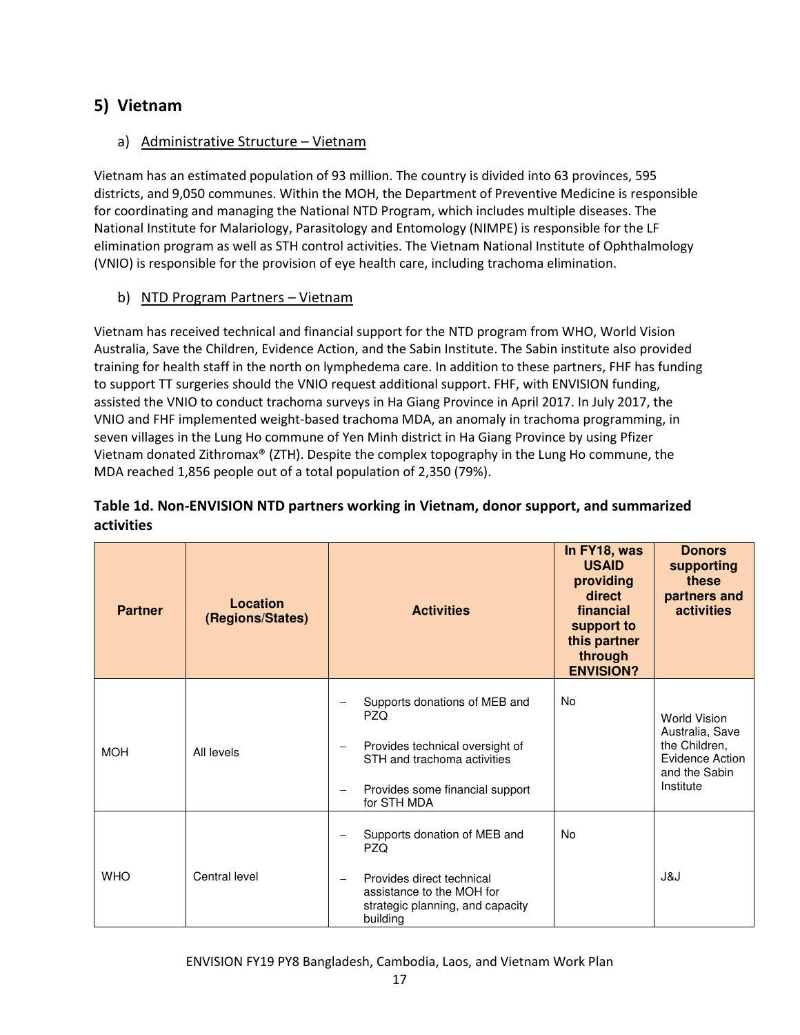## 5) Vietnam

### a) Administrative Structure – Vietnam

Vietnam has an estimated population of 93 million. The country is divided into 63 provinces, 595 districts, and 9,050 communes. Within the MOH, the Department of Preventive Medicine is responsible for coordinating and managing the National NTD Program, which includes multiple diseases. The National Institute for Malariology, Parasitology and Entomology (NIMPE) is responsible for the LF elimination program as well as STH control activities. The Vietnam National Institute of Ophthalmology (VNIO) is responsible for the provision of eye health care, including trachoma elimination.

### b) NTD Program Partners – Vietnam

Vietnam has received technical and financial support for the NTD program from WHO, World Vision Australia, Save the Children, Evidence Action, and the Sabin Institute. The Sabin institute also provided training for health staff in the north on lymphedema care. In addition to these partners, FHF has funding to support TT surgeries should the VNIO request additional support. FHF, with ENVISION funding, assisted the VNIO to conduct trachoma surveys in Ha Giang Province in April 2017. In July 2017, the VNIO and FHF implemented weight-based trachoma MDA, an anomaly in trachoma programming, in seven villages in the Lung Ho commune of Yen Minh district in Ha Giang Province by using Pfizer Vietnam donated Zithromax® (ZTH). Despite the complex topography in the Lung Ho commune, the MDA reached 1,856 people out of a total population of 2,350 (79%).

**Table 1d. Non-ENVISION NTD partners working in Vietnam, donor support, and summarized activities**

| Partner | Location (Regions/States) | Activities | In FY18, was USAID providing direct financial support to this partner through ENVISION? | Donors supporting these partners and activities |
|---|---|---|---|---|
| MOH | All levels | – Supports donations of MEB and PZQ<br>– Provides technical oversight of STH and trachoma activities<br>– Provides some financial support for STH MDA | No | World Vision Australia, Save the Children, Evidence Action and the Sabin Institute |
| WHO | Central level | – Supports donation of MEB and PZQ<br>– Provides direct technical assistance to the MOH for strategic planning, and capacity building | No | J&J |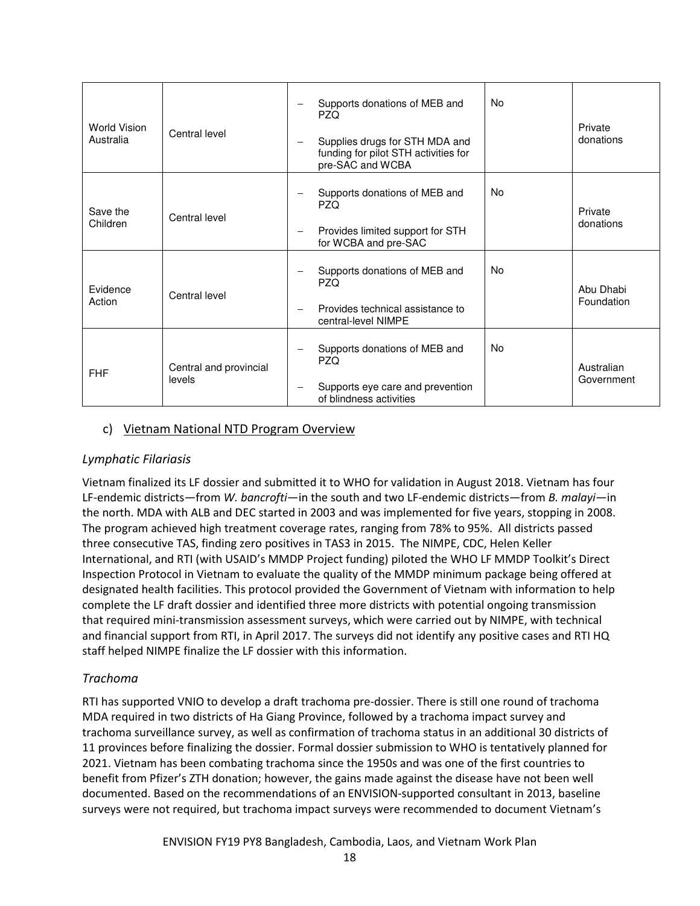| | | | | |
|---|---|---|---|---|
| World Vision Australia | Central level | – Supports donations of MEB and PZQ<br>– Supplies drugs for STH MDA and funding for pilot STH activities for pre-SAC and WCBA | No | Private donations |
| Save the Children | Central level | – Supports donations of MEB and PZQ<br>– Provides limited support for STH for WCBA and pre-SAC | No | Private donations |
| Evidence Action | Central level | – Supports donations of MEB and PZQ<br>– Provides technical assistance to central-level NIMPE | No | Abu Dhabi Foundation |
| FHF | Central and provincial levels | – Supports donations of MEB and PZQ<br>– Supports eye care and prevention of blindness activities | No | Australian Government |

## c) Vietnam National NTD Program Overview

### *Lymphatic Filariasis*

Vietnam finalized its LF dossier and submitted it to WHO for validation in August 2018. Vietnam has four LF-endemic districts—from *W. bancrofti*—in the south and two LF-endemic districts—from *B. malayi*—in the north. MDA with ALB and DEC started in 2003 and was implemented for five years, stopping in 2008. The program achieved high treatment coverage rates, ranging from 78% to 95%. All districts passed three consecutive TAS, finding zero positives in TAS3 in 2015. The NIMPE, CDC, Helen Keller International, and RTI (with USAID's MMDP Project funding) piloted the WHO LF MMDP Toolkit's Direct Inspection Protocol in Vietnam to evaluate the quality of the MMDP minimum package being offered at designated health facilities. This protocol provided the Government of Vietnam with information to help complete the LF draft dossier and identified three more districts with potential ongoing transmission that required mini-transmission assessment surveys, which were carried out by NIMPE, with technical and financial support from RTI, in April 2017. The surveys did not identify any positive cases and RTI HQ staff helped NIMPE finalize the LF dossier with this information.

### *Trachoma*

RTI has supported VNIO to develop a draft trachoma pre-dossier. There is still one round of trachoma MDA required in two districts of Ha Giang Province, followed by a trachoma impact survey and trachoma surveillance survey, as well as confirmation of trachoma status in an additional 30 districts of 11 provinces before finalizing the dossier. Formal dossier submission to WHO is tentatively planned for 2021. Vietnam has been combating trachoma since the 1950s and was one of the first countries to benefit from Pfizer's ZTH donation; however, the gains made against the disease have not been well documented. Based on the recommendations of an ENVISION-supported consultant in 2013, baseline surveys were not required, but trachoma impact surveys were recommended to document Vietnam's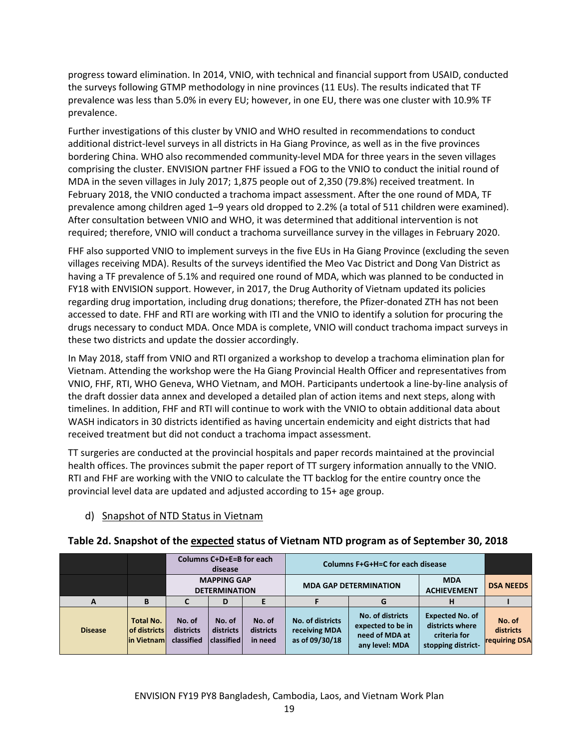progress toward elimination. In 2014, VNIO, with technical and financial support from USAID, conducted the surveys following GTMP methodology in nine provinces (11 EUs). The results indicated that TF prevalence was less than 5.0% in every EU; however, in one EU, there was one cluster with 10.9% TF prevalence.

Further investigations of this cluster by VNIO and WHO resulted in recommendations to conduct additional district-level surveys in all districts in Ha Giang Province, as well as in the five provinces bordering China. WHO also recommended community-level MDA for three years in the seven villages comprising the cluster. ENVISION partner FHF issued a FOG to the VNIO to conduct the initial round of MDA in the seven villages in July 2017; 1,875 people out of 2,350 (79.8%) received treatment. In February 2018, the VNIO conducted a trachoma impact assessment. After the one round of MDA, TF prevalence among children aged 1–9 years old dropped to 2.2% (a total of 511 children were examined). After consultation between VNIO and WHO, it was determined that additional intervention is not required; therefore, VNIO will conduct a trachoma surveillance survey in the villages in February 2020.

FHF also supported VNIO to implement surveys in the five EUs in Ha Giang Province (excluding the seven villages receiving MDA). Results of the surveys identified the Meo Vac District and Dong Van District as having a TF prevalence of 5.1% and required one round of MDA, which was planned to be conducted in FY18 with ENVISION support. However, in 2017, the Drug Authority of Vietnam updated its policies regarding drug importation, including drug donations; therefore, the Pfizer-donated ZTH has not been accessed to date. FHF and RTI are working with ITI and the VNIO to identify a solution for procuring the drugs necessary to conduct MDA. Once MDA is complete, VNIO will conduct trachoma impact surveys in these two districts and update the dossier accordingly.

In May 2018, staff from VNIO and RTI organized a workshop to develop a trachoma elimination plan for Vietnam. Attending the workshop were the Ha Giang Provincial Health Officer and representatives from VNIO, FHF, RTI, WHO Geneva, WHO Vietnam, and MOH. Participants undertook a line-by-line analysis of the draft dossier data annex and developed a detailed plan of action items and next steps, along with timelines. In addition, FHF and RTI will continue to work with the VNIO to obtain additional data about WASH indicators in 30 districts identified as having uncertain endemicity and eight districts that had received treatment but did not conduct a trachoma impact assessment.

TT surgeries are conducted at the provincial hospitals and paper records maintained at the provincial health offices. The provinces submit the paper report of TT surgery information annually to the VNIO. RTI and FHF are working with the VNIO to calculate the TT backlog for the entire country once the provincial level data are updated and adjusted according to 15+ age group.

d) Snapshot of NTD Status in Vietnam

**Table 2d. Snapshot of the expected status of Vietnam NTD program as of September 30, 2018**

| | | Columns C+D+E=B for each disease | | | Columns F+G+H=C for each disease | | | |
|---|---|---|---|---|---|---|---|---|
| | | MAPPING GAP DETERMINATION | | | MDA GAP DETERMINATION | | MDA ACHIEVEMENT | DSA NEEDS |
| A | B | C | D | E | F | G | H | I |
| Disease | Total No. of districts in Vietnam | No. of districts classified | No. of districts classified | No. of districts in need | No. of districts receiving MDA as of 09/30/18 | No. of districts expected to be in need of MDA at any level: MDA | Expected No. of districts where criteria for stopping district- | No. of districts requiring DSA |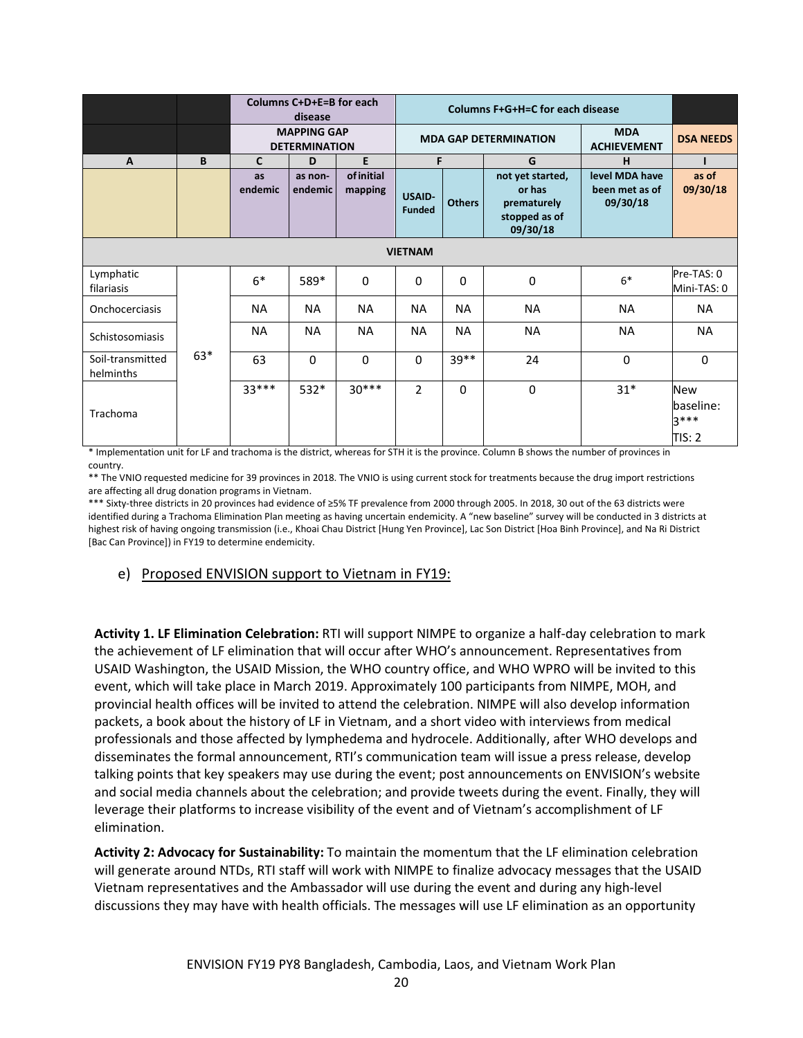| | | Columns C+D+E=B for each disease | | | Columns F+G+H=C for each disease | | | | |
|---|---|---|---|---|---|---|---|---|---|
| | | MAPPING GAP DETERMINATION | | | MDA GAP DETERMINATION | | | MDA ACHIEVEMENT | DSA NEEDS |
| A | B | C | D | E | F | | G | H | I |
| | | as endemic | as non-endemic | of initial mapping | USAID-Funded | Others | not yet started, or has prematurely stopped as of 09/30/18 | level MDA have been met as of 09/30/18 | as of 09/30/18 |
| **VIETNAM** | | | | | | | | | |
| Lymphatic filariasis | 63* | 6* | 589* | 0 | 0 | 0 | 0 | 6* | Pre-TAS: 0 Mini-TAS: 0 |
| Onchocerciasis | | NA | NA | NA | NA | NA | NA | NA | NA |
| Schistosomiasis | | NA | NA | NA | NA | NA | NA | NA | NA |
| Soil-transmitted helminths | | 63 | 0 | 0 | 0 | 39** | 24 | 0 | 0 |
| Trachoma | | 33*** | 532* | 30*** | 2 | 0 | 0 | 31* | New baseline: 3*** TIS: 2 |

* Implementation unit for LF and trachoma is the district, whereas for STH it is the province. Column B shows the number of provinces in country.

** The VNIO requested medicine for 39 provinces in 2018. The VNIO is using current stock for treatments because the drug import restrictions are affecting all drug donation programs in Vietnam.

*** Sixty-three districts in 20 provinces had evidence of ≥5% TF prevalence from 2000 through 2005. In 2018, 30 out of the 63 districts were identified during a Trachoma Elimination Plan meeting as having uncertain endemicity. A "new baseline" survey will be conducted in 3 districts at highest risk of having ongoing transmission (i.e., Khoai Chau District [Hung Yen Province], Lac Son District [Hoa Binh Province], and Na Ri District [Bac Can Province]) in FY19 to determine endemicity.

## e) Proposed ENVISION support to Vietnam in FY19:

**Activity 1. LF Elimination Celebration:** RTI will support NIMPE to organize a half-day celebration to mark the achievement of LF elimination that will occur after WHO's announcement. Representatives from USAID Washington, the USAID Mission, the WHO country office, and WHO WPRO will be invited to this event, which will take place in March 2019. Approximately 100 participants from NIMPE, MOH, and provincial health offices will be invited to attend the celebration. NIMPE will also develop information packets, a book about the history of LF in Vietnam, and a short video with interviews from medical professionals and those affected by lymphedema and hydrocele. Additionally, after WHO develops and disseminates the formal announcement, RTI's communication team will issue a press release, develop talking points that key speakers may use during the event; post announcements on ENVISION's website and social media channels about the celebration; and provide tweets during the event. Finally, they will leverage their platforms to increase visibility of the event and of Vietnam's accomplishment of LF elimination.

**Activity 2: Advocacy for Sustainability:** To maintain the momentum that the LF elimination celebration will generate around NTDs, RTI staff will work with NIMPE to finalize advocacy messages that the USAID Vietnam representatives and the Ambassador will use during the event and during any high-level discussions they may have with health officials. The messages will use LF elimination as an opportunity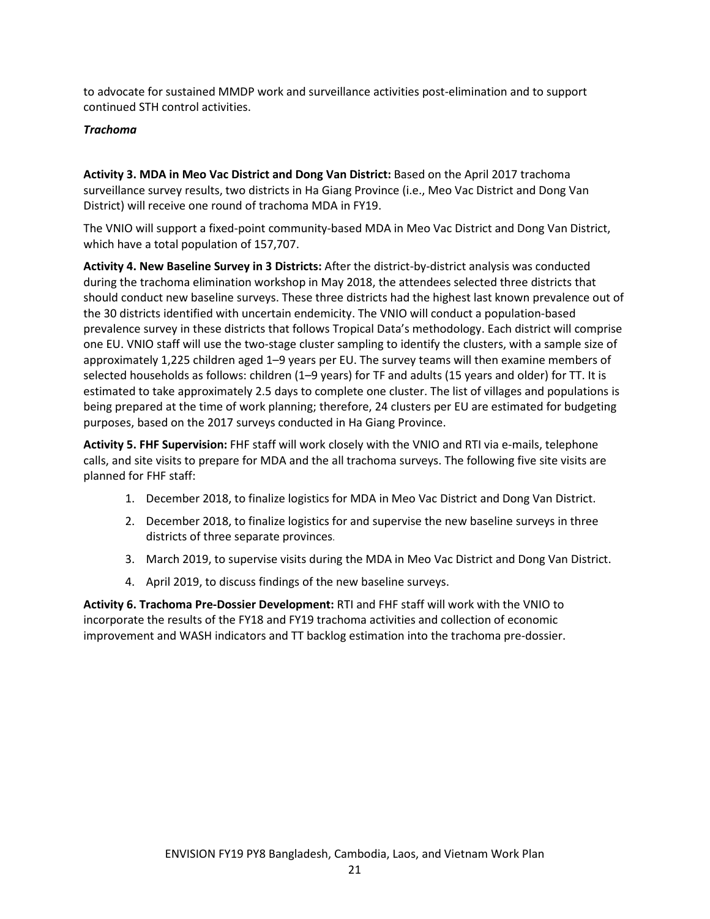to advocate for sustained MMDP work and surveillance activities post-elimination and to support continued STH control activities.

***Trachoma***

**Activity 3. MDA in Meo Vac District and Dong Van District:** Based on the April 2017 trachoma surveillance survey results, two districts in Ha Giang Province (i.e., Meo Vac District and Dong Van District) will receive one round of trachoma MDA in FY19.

The VNIO will support a fixed-point community-based MDA in Meo Vac District and Dong Van District, which have a total population of 157,707.

**Activity 4. New Baseline Survey in 3 Districts:** After the district-by-district analysis was conducted during the trachoma elimination workshop in May 2018, the attendees selected three districts that should conduct new baseline surveys. These three districts had the highest last known prevalence out of the 30 districts identified with uncertain endemicity. The VNIO will conduct a population-based prevalence survey in these districts that follows Tropical Data's methodology. Each district will comprise one EU. VNIO staff will use the two-stage cluster sampling to identify the clusters, with a sample size of approximately 1,225 children aged 1–9 years per EU. The survey teams will then examine members of selected households as follows: children (1–9 years) for TF and adults (15 years and older) for TT. It is estimated to take approximately 2.5 days to complete one cluster. The list of villages and populations is being prepared at the time of work planning; therefore, 24 clusters per EU are estimated for budgeting purposes, based on the 2017 surveys conducted in Ha Giang Province.

**Activity 5. FHF Supervision:** FHF staff will work closely with the VNIO and RTI via e-mails, telephone calls, and site visits to prepare for MDA and the all trachoma surveys. The following five site visits are planned for FHF staff:

1. December 2018, to finalize logistics for MDA in Meo Vac District and Dong Van District.
2. December 2018, to finalize logistics for and supervise the new baseline surveys in three districts of three separate provinces.
3. March 2019, to supervise visits during the MDA in Meo Vac District and Dong Van District.
4. April 2019, to discuss findings of the new baseline surveys.

**Activity 6. Trachoma Pre-Dossier Development:** RTI and FHF staff will work with the VNIO to incorporate the results of the FY18 and FY19 trachoma activities and collection of economic improvement and WASH indicators and TT backlog estimation into the trachoma pre-dossier.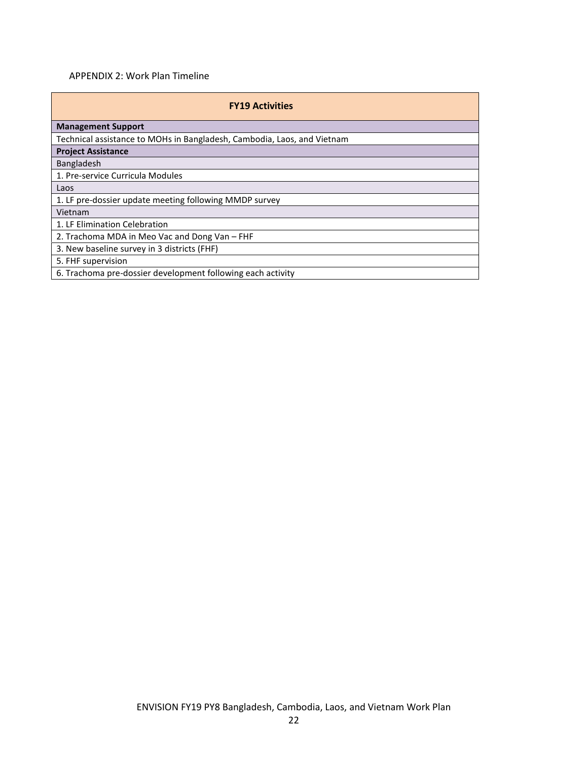APPENDIX 2: Work Plan Timeline

| FY19 Activities |
| --- |
| **Management Support** |
| Technical assistance to MOHs in Bangladesh, Cambodia, Laos, and Vietnam |
| **Project Assistance** |
| Bangladesh |
| 1. Pre-service Curricula Modules |
| Laos |
| 1. LF pre-dossier update meeting following MMDP survey |
| Vietnam |
| 1. LF Elimination Celebration |
| 2. Trachoma MDA in Meo Vac and Dong Van – FHF |
| 3. New baseline survey in 3 districts (FHF) |
| 5. FHF supervision |
| 6. Trachoma pre-dossier development following each activity |